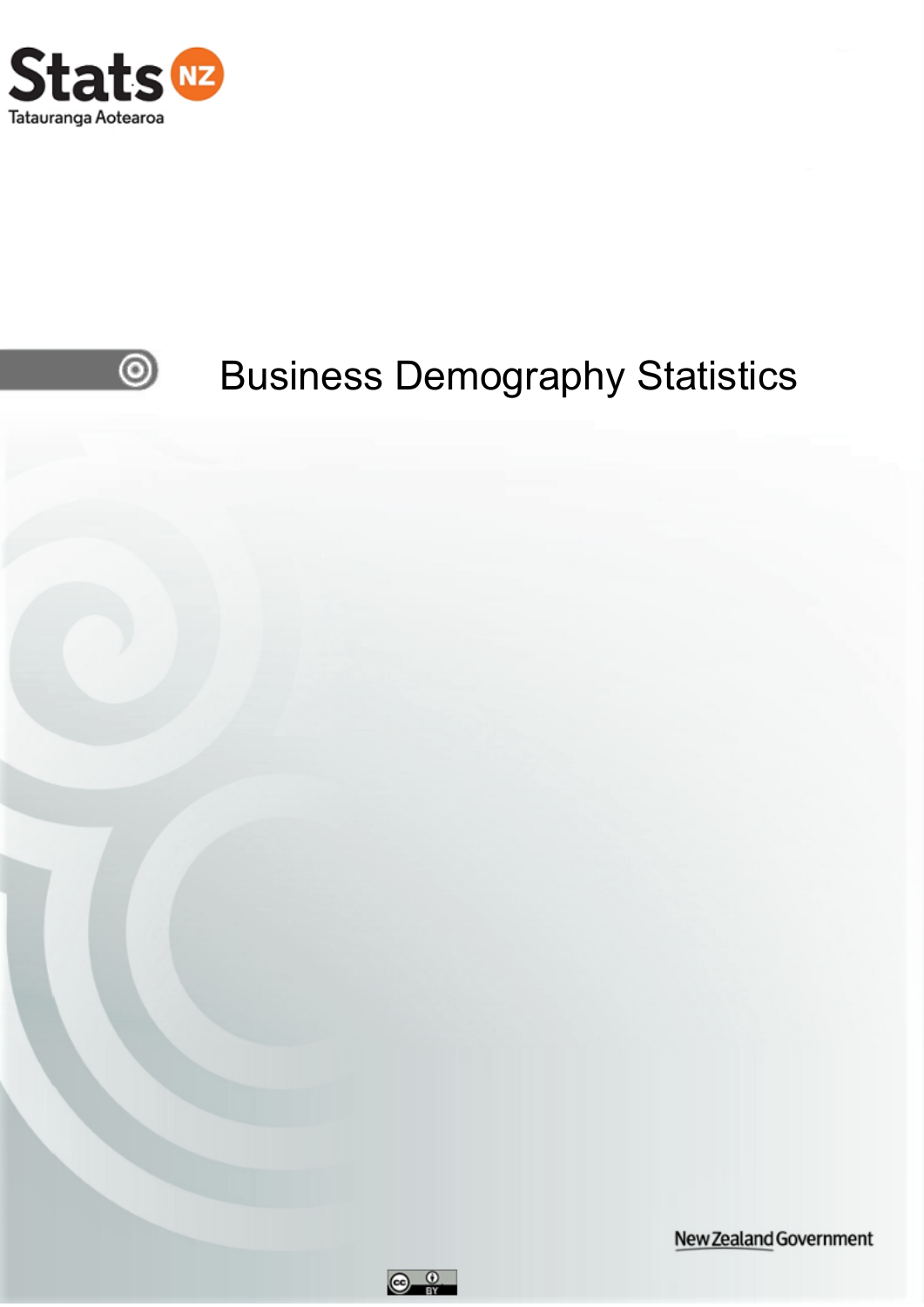Stats NZ

Tatauranga Aotearoa

# Business Demography Statistics

New Zealand Government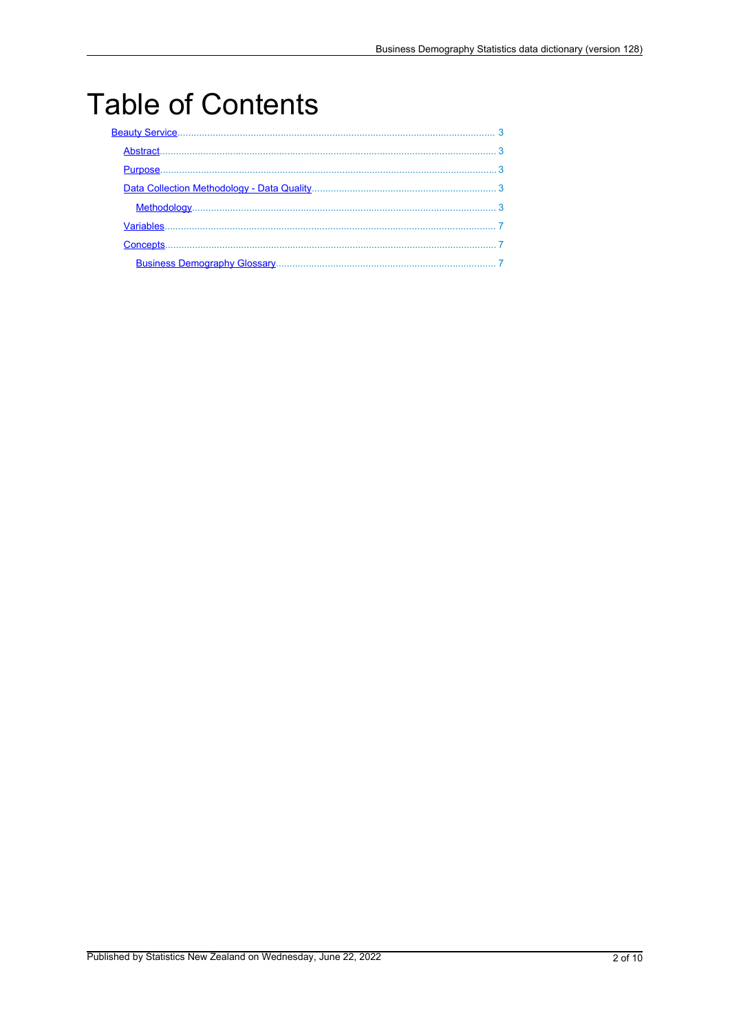# Table of Contents

- Beauty Service ..... 3
  - Abstract ..... 3
  - Purpose ..... 3
  - Data Collection Methodology - Data Quality ..... 3
    - Methodology ..... 3
  - Variables ..... 7
  - Concepts ..... 7
    - Business Demography Glossary ..... 7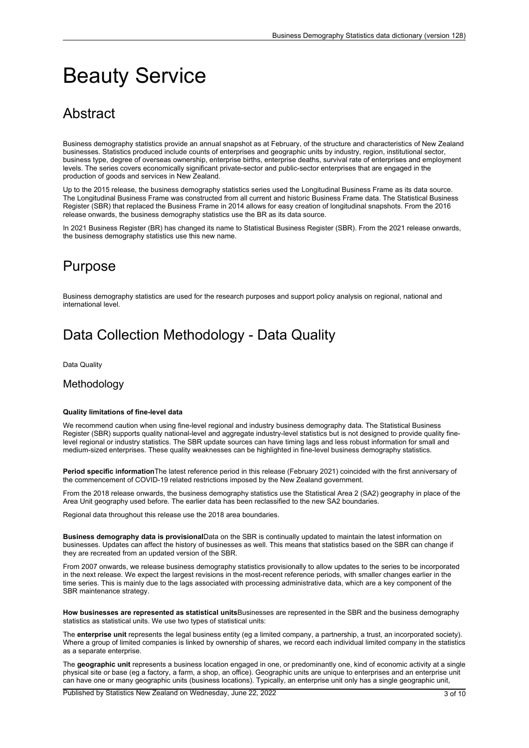# Beauty Service

## Abstract

Business demography statistics provide an annual snapshot as at February, of the structure and characteristics of New Zealand businesses. Statistics produced include counts of enterprises and geographic units by industry, region, institutional sector, business type, degree of overseas ownership, enterprise births, enterprise deaths, survival rate of enterprises and employment levels. The series covers economically significant private-sector and public-sector enterprises that are engaged in the production of goods and services in New Zealand.

Up to the 2015 release, the business demography statistics series used the Longitudinal Business Frame as its data source. The Longitudinal Business Frame was constructed from all current and historic Business Frame data. The Statistical Business Register (SBR) that replaced the Business Frame in 2014 allows for easy creation of longitudinal snapshots. From the 2016 release onwards, the business demography statistics use the BR as its data source.

In 2021 Business Register (BR) has changed its name to Statistical Business Register (SBR). From the 2021 release onwards, the business demography statistics use this new name.

## Purpose

Business demography statistics are used for the research purposes and support policy analysis on regional, national and international level.

## Data Collection Methodology - Data Quality

Data Quality

### Methodology

**Quality limitations of fine-level data**

We recommend caution when using fine-level regional and industry business demography data. The Statistical Business Register (SBR) supports quality national-level and aggregate industry-level statistics but is not designed to provide quality fine-level regional or industry statistics. The SBR update sources can have timing lags and less robust information for small and medium-sized enterprises. These quality weaknesses can be highlighted in fine-level business demography statistics.

**Period specific information**The latest reference period in this release (February 2021) coincided with the first anniversary of the commencement of COVID-19 related restrictions imposed by the New Zealand government.

From the 2018 release onwards, the business demography statistics use the Statistical Area 2 (SA2) geography in place of the Area Unit geography used before. The earlier data has been reclassified to the new SA2 boundaries.

Regional data throughout this release use the 2018 area boundaries.

**Business demography data is provisional**Data on the SBR is continually updated to maintain the latest information on businesses. Updates can affect the history of businesses as well. This means that statistics based on the SBR can change if they are recreated from an updated version of the SBR.

From 2007 onwards, we release business demography statistics provisionally to allow updates to the series to be incorporated in the next release. We expect the largest revisions in the most-recent reference periods, with smaller changes earlier in the time series. This is mainly due to the lags associated with processing administrative data, which are a key component of the SBR maintenance strategy.

**How businesses are represented as statistical units**Businesses are represented in the SBR and the business demography statistics as statistical units. We use two types of statistical units:

The **enterprise unit** represents the legal business entity (eg a limited company, a partnership, a trust, an incorporated society). Where a group of limited companies is linked by ownership of shares, we record each individual limited company in the statistics as a separate enterprise.

The **geographic unit** represents a business location engaged in one, or predominantly one, kind of economic activity at a single physical site or base (eg a factory, a farm, a shop, an office). Geographic units are unique to enterprises and an enterprise unit can have one or many geographic units (business locations). Typically, an enterprise unit only has a single geographic unit,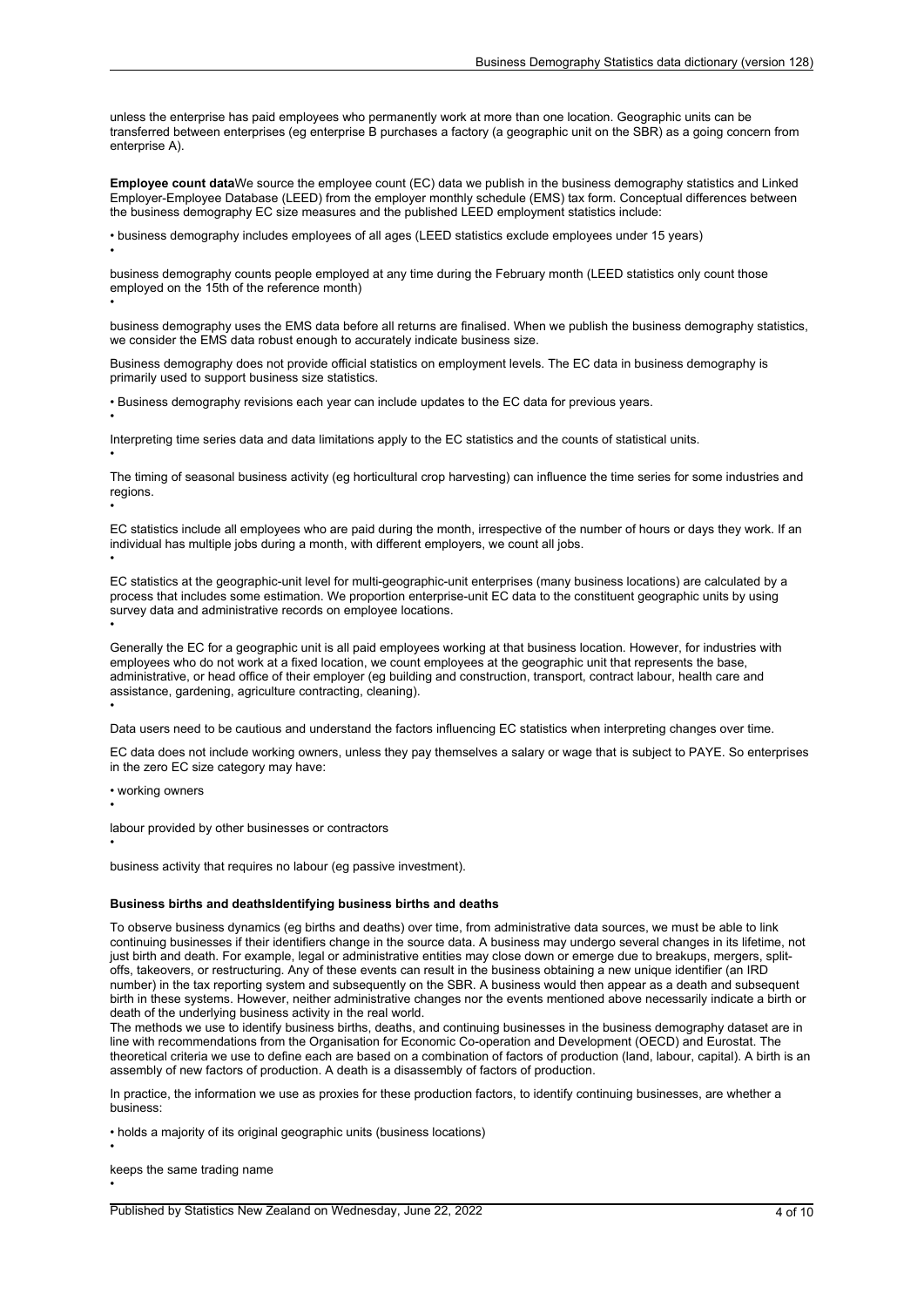unless the enterprise has paid employees who permanently work at more than one location. Geographic units can be transferred between enterprises (eg enterprise B purchases a factory (a geographic unit on the SBR) as a going concern from enterprise A).

**Employee count data**We source the employee count (EC) data we publish in the business demography statistics and Linked Employer-Employee Database (LEED) from the employer monthly schedule (EMS) tax form. Conceptual differences between the business demography EC size measures and the published LEED employment statistics include:

- business demography includes employees of all ages (LEED statistics exclude employees under 15 years)
- business demography counts people employed at any time during the February month (LEED statistics only count those employed on the 15th of the reference month)
- business demography uses the EMS data before all returns are finalised. When we publish the business demography statistics, we consider the EMS data robust enough to accurately indicate business size.

Business demography does not provide official statistics on employment levels. The EC data in business demography is primarily used to support business size statistics.

- Business demography revisions each year can include updates to the EC data for previous years.
- Interpreting time series data and data limitations apply to the EC statistics and the counts of statistical units.
- The timing of seasonal business activity (eg horticultural crop harvesting) can influence the time series for some industries and regions.
- EC statistics include all employees who are paid during the month, irrespective of the number of hours or days they work. If an individual has multiple jobs during a month, with different employers, we count all jobs.
- EC statistics at the geographic-unit level for multi-geographic-unit enterprises (many business locations) are calculated by a process that includes some estimation. We proportion enterprise-unit EC data to the constituent geographic units by using survey data and administrative records on employee locations.
- Generally the EC for a geographic unit is all paid employees working at that business location. However, for industries with employees who do not work at a fixed location, we count employees at the geographic unit that represents the base, administrative, or head office of their employer (eg building and construction, transport, contract labour, health care and assistance, gardening, agriculture contracting, cleaning).
- Data users need to be cautious and understand the factors influencing EC statistics when interpreting changes over time.

EC data does not include working owners, unless they pay themselves a salary or wage that is subject to PAYE. So enterprises in the zero EC size category may have:

- working owners
- labour provided by other businesses or contractors
- business activity that requires no labour (eg passive investment).

**Business births and deathsIdentifying business births and deaths**

To observe business dynamics (eg births and deaths) over time, from administrative data sources, we must be able to link continuing businesses if their identifiers change in the source data. A business may undergo several changes in its lifetime, not just birth and death. For example, legal or administrative entities may close down or emerge due to breakups, mergers, split-offs, takeovers, or restructuring. Any of these events can result in the business obtaining a new unique identifier (an IRD number) in the tax reporting system and subsequently on the SBR. A business would then appear as a death and subsequent birth in these systems. However, neither administrative changes nor the events mentioned above necessarily indicate a birth or death of the underlying business activity in the real world.
The methods we use to identify business births, deaths, and continuing businesses in the business demography dataset are in line with recommendations from the Organisation for Economic Co-operation and Development (OECD) and Eurostat. The theoretical criteria we use to define each are based on a combination of factors of production (land, labour, capital). A birth is an assembly of new factors of production. A death is a disassembly of factors of production.

In practice, the information we use as proxies for these production factors, to identify continuing businesses, are whether a business:

- holds a majority of its original geographic units (business locations)
- keeps the same trading name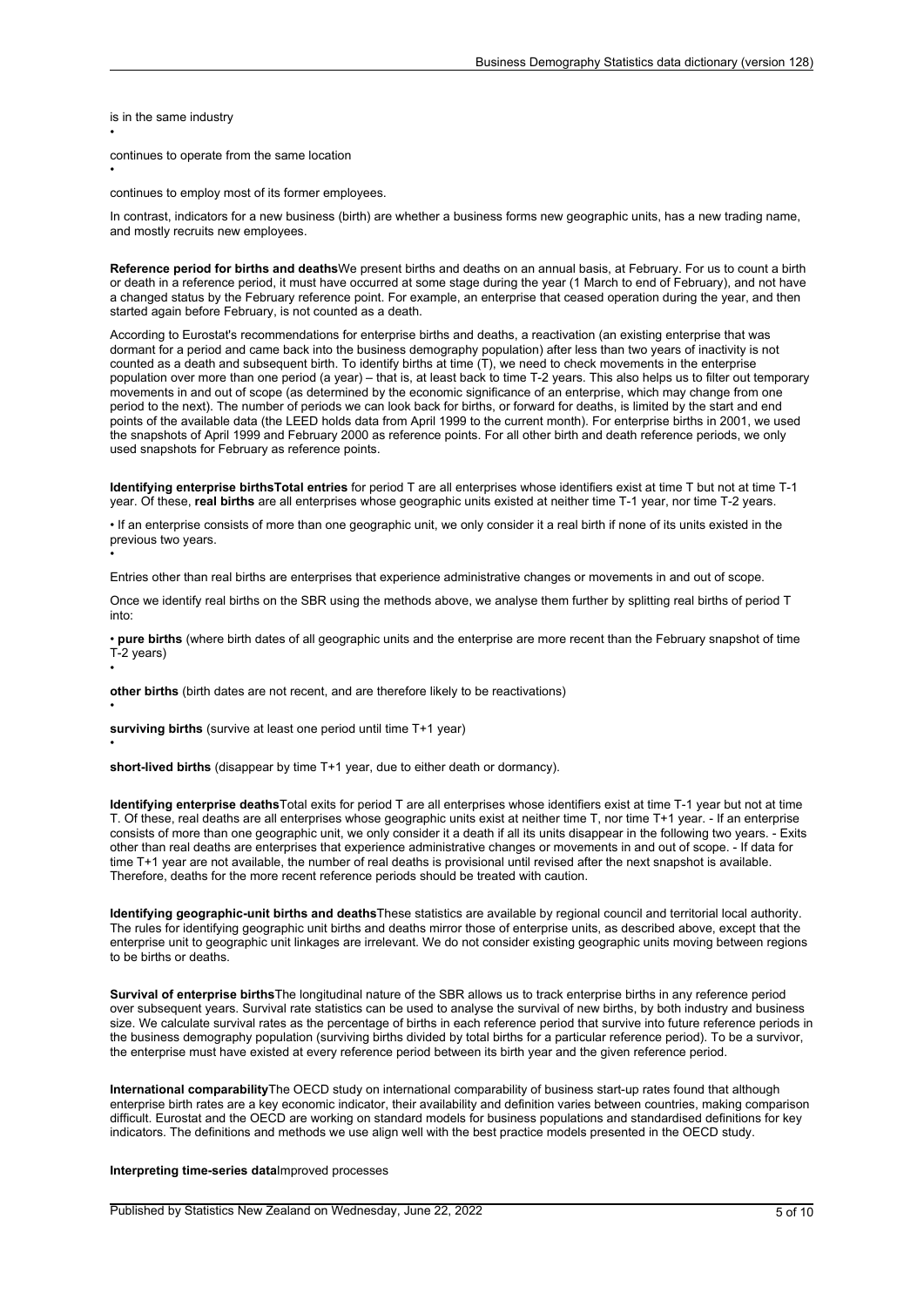- is in the same industry
- continues to operate from the same location
- continues to employ most of its former employees.

In contrast, indicators for a new business (birth) are whether a business forms new geographic units, has a new trading name, and mostly recruits new employees.

**Reference period for births and deaths**We present births and deaths on an annual basis, at February. For us to count a birth or death in a reference period, it must have occurred at some stage during the year (1 March to end of February), and not have a changed status by the February reference point. For example, an enterprise that ceased operation during the year, and then started again before February, is not counted as a death.

According to Eurostat's recommendations for enterprise births and deaths, a reactivation (an existing enterprise that was dormant for a period and came back into the business demography population) after less than two years of inactivity is not counted as a death and subsequent birth. To identify births at time (T), we need to check movements in the enterprise population over more than one period (a year) – that is, at least back to time T-2 years. This also helps us to filter out temporary movements in and out of scope (as determined by the economic significance of an enterprise, which may change from one period to the next). The number of periods we can look back for births, or forward for deaths, is limited by the start and end points of the available data (the LEED holds data from April 1999 to the current month). For enterprise births in 2001, we used the snapshots of April 1999 and February 2000 as reference points. For all other birth and death reference periods, we only used snapshots for February as reference points.

**Identifying enterprise births****Total entries** for period T are all enterprises whose identifiers exist at time T but not at time T-1 year. Of these, **real births** are all enterprises whose geographic units existed at neither time T-1 year, nor time T-2 years.

- If an enterprise consists of more than one geographic unit, we only consider it a real birth if none of its units existed in the previous two years.
- Entries other than real births are enterprises that experience administrative changes or movements in and out of scope.

Once we identify real births on the SBR using the methods above, we analyse them further by splitting real births of period T into:

- **pure births** (where birth dates of all geographic units and the enterprise are more recent than the February snapshot of time T-2 years)
- **other births** (birth dates are not recent, and are therefore likely to be reactivations)
- **surviving births** (survive at least one period until time T+1 year)
- **short-lived births** (disappear by time T+1 year, due to either death or dormancy).

**Identifying enterprise deaths**Total exits for period T are all enterprises whose identifiers exist at time T-1 year but not at time T. Of these, real deaths are all enterprises whose geographic units exist at neither time T, nor time T+1 year. - If an enterprise consists of more than one geographic unit, we only consider it a death if all its units disappear in the following two years. - Exits other than real deaths are enterprises that experience administrative changes or movements in and out of scope. - If data for time T+1 year are not available, the number of real deaths is provisional until revised after the next snapshot is available. Therefore, deaths for the more recent reference periods should be treated with caution.

**Identifying geographic-unit births and deaths**These statistics are available by regional council and territorial local authority. The rules for identifying geographic unit births and deaths mirror those of enterprise units, as described above, except that the enterprise unit to geographic unit linkages are irrelevant. We do not consider existing geographic units moving between regions to be births or deaths.

**Survival of enterprise births**The longitudinal nature of the SBR allows us to track enterprise births in any reference period over subsequent years. Survival rate statistics can be used to analyse the survival of new births, by both industry and business size. We calculate survival rates as the percentage of births in each reference period that survive into future reference periods in the business demography population (surviving births divided by total births for a particular reference period). To be a survivor, the enterprise must have existed at every reference period between its birth year and the given reference period.

**International comparability**The OECD study on international comparability of business start-up rates found that although enterprise birth rates are a key economic indicator, their availability and definition varies between countries, making comparison difficult. Eurostat and the OECD are working on standard models for business populations and standardised definitions for key indicators. The definitions and methods we use align well with the best practice models presented in the OECD study.

**Interpreting time-series data**Improved processes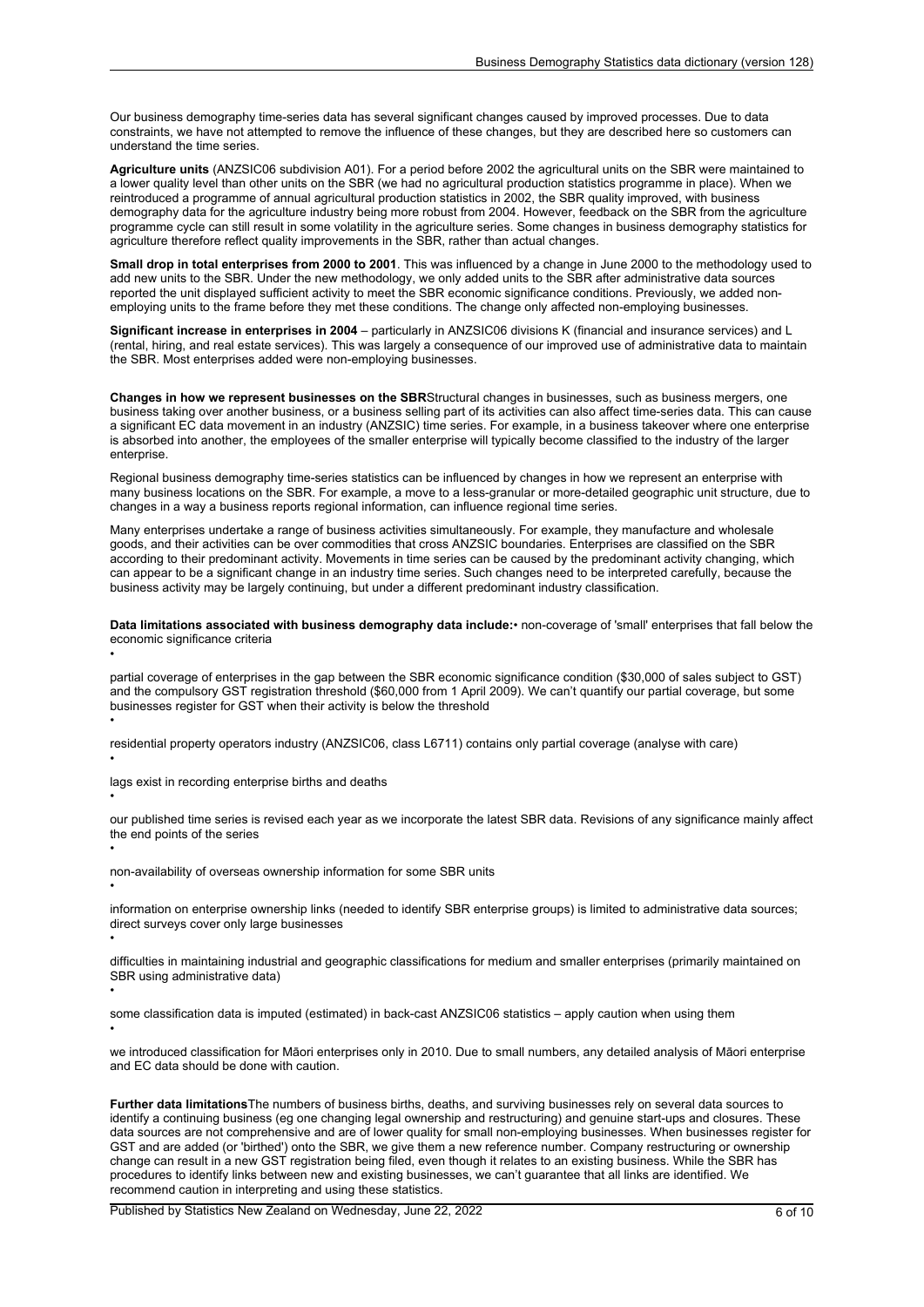Our business demography time-series data has several significant changes caused by improved processes. Due to data constraints, we have not attempted to remove the influence of these changes, but they are described here so customers can understand the time series.

**Agriculture units** (ANZSIC06 subdivision A01). For a period before 2002 the agricultural units on the SBR were maintained to a lower quality level than other units on the SBR (we had no agricultural production statistics programme in place). When we reintroduced a programme of annual agricultural production statistics in 2002, the SBR quality improved, with business demography data for the agriculture industry being more robust from 2004. However, feedback on the SBR from the agriculture programme cycle can still result in some volatility in the agriculture series. Some changes in business demography statistics for agriculture therefore reflect quality improvements in the SBR, rather than actual changes.

**Small drop in total enterprises from 2000 to 2001**. This was influenced by a change in June 2000 to the methodology used to add new units to the SBR. Under the new methodology, we only added units to the SBR after administrative data sources reported the unit displayed sufficient activity to meet the SBR economic significance conditions. Previously, we added non-employing units to the frame before they met these conditions. The change only affected non-employing businesses.

**Significant increase in enterprises in 2004** – particularly in ANZSIC06 divisions K (financial and insurance services) and L (rental, hiring, and real estate services). This was largely a consequence of our improved use of administrative data to maintain the SBR. Most enterprises added were non-employing businesses.

**Changes in how we represent businesses on the SBR**Structural changes in businesses, such as business mergers, one business taking over another business, or a business selling part of its activities can also affect time-series data. This can cause a significant EC data movement in an industry (ANZSIC) time series. For example, in a business takeover where one enterprise is absorbed into another, the employees of the smaller enterprise will typically become classified to the industry of the larger enterprise.

Regional business demography time-series statistics can be influenced by changes in how we represent an enterprise with many business locations on the SBR. For example, a move to a less-granular or more-detailed geographic unit structure, due to changes in a way a business reports regional information, can influence regional time series.

Many enterprises undertake a range of business activities simultaneously. For example, they manufacture and wholesale goods, and their activities can be over commodities that cross ANZSIC boundaries. Enterprises are classified on the SBR according to their predominant activity. Movements in time series can be caused by the predominant activity changing, which can appear to be a significant change in an industry time series. Such changes need to be interpreted carefully, because the business activity may be largely continuing, but under a different predominant industry classification.

**Data limitations associated with business demography data include:**

- non-coverage of 'small' enterprises that fall below the economic significance criteria
- partial coverage of enterprises in the gap between the SBR economic significance condition ($30,000 of sales subject to GST) and the compulsory GST registration threshold ($60,000 from 1 April 2009). We can't quantify our partial coverage, but some businesses register for GST when their activity is below the threshold
- residential property operators industry (ANZSIC06, class L6711) contains only partial coverage (analyse with care)
- lags exist in recording enterprise births and deaths
- our published time series is revised each year as we incorporate the latest SBR data. Revisions of any significance mainly affect the end points of the series
- non-availability of overseas ownership information for some SBR units
- information on enterprise ownership links (needed to identify SBR enterprise groups) is limited to administrative data sources; direct surveys cover only large businesses
- difficulties in maintaining industrial and geographic classifications for medium and smaller enterprises (primarily maintained on SBR using administrative data)
- some classification data is imputed (estimated) in back-cast ANZSIC06 statistics – apply caution when using them
- we introduced classification for Māori enterprises only in 2010. Due to small numbers, any detailed analysis of Māori enterprise and EC data should be done with caution.

**Further data limitations**The numbers of business births, deaths, and surviving businesses rely on several data sources to identify a continuing business (eg one changing legal ownership and restructuring) and genuine start-ups and closures. These data sources are not comprehensive and are of lower quality for small non-employing businesses. When businesses register for GST and are added (or 'birthed') onto the SBR, we give them a new reference number. Company restructuring or ownership change can result in a new GST registration being filed, even though it relates to an existing business. While the SBR has procedures to identify links between new and existing businesses, we can't guarantee that all links are identified. We recommend caution in interpreting and using these statistics.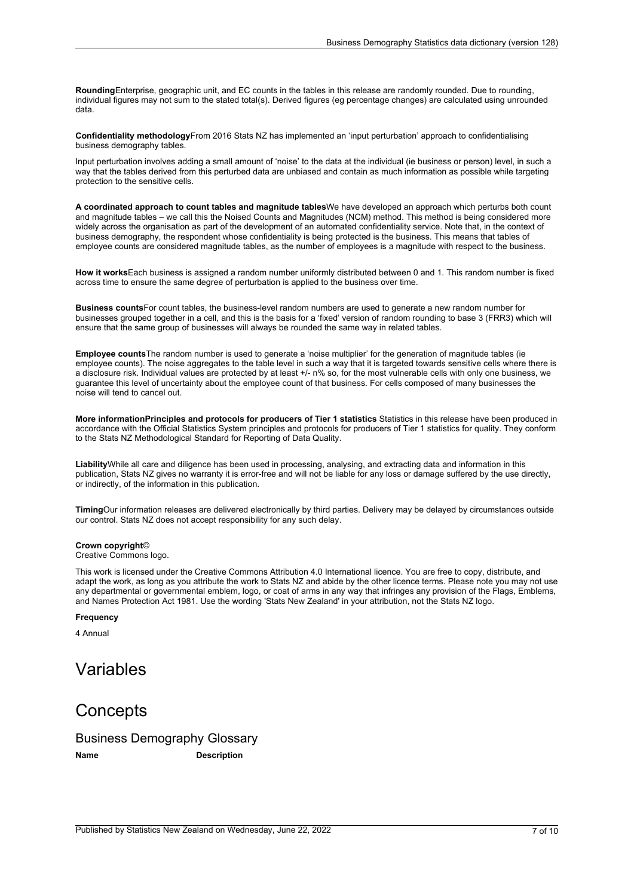**Rounding**Enterprise, geographic unit, and EC counts in the tables in this release are randomly rounded. Due to rounding, individual figures may not sum to the stated total(s). Derived figures (eg percentage changes) are calculated using unrounded data.

**Confidentiality methodology**From 2016 Stats NZ has implemented an 'input perturbation' approach to confidentialising business demography tables.

Input perturbation involves adding a small amount of 'noise' to the data at the individual (ie business or person) level, in such a way that the tables derived from this perturbed data are unbiased and contain as much information as possible while targeting protection to the sensitive cells.

**A coordinated approach to count tables and magnitude tables**We have developed an approach which perturbs both count and magnitude tables – we call this the Noised Counts and Magnitudes (NCM) method. This method is being considered more widely across the organisation as part of the development of an automated confidentiality service. Note that, in the context of business demography, the respondent whose confidentiality is being protected is the business. This means that tables of employee counts are considered magnitude tables, as the number of employees is a magnitude with respect to the business.

**How it works**Each business is assigned a random number uniformly distributed between 0 and 1. This random number is fixed across time to ensure the same degree of perturbation is applied to the business over time.

**Business counts**For count tables, the business-level random numbers are used to generate a new random number for businesses grouped together in a cell, and this is the basis for a 'fixed' version of random rounding to base 3 (FRR3) which will ensure that the same group of businesses will always be rounded the same way in related tables.

**Employee counts**The random number is used to generate a 'noise multiplier' for the generation of magnitude tables (ie employee counts). The noise aggregates to the table level in such a way that it is targeted towards sensitive cells where there is a disclosure risk. Individual values are protected by at least +/- n% so, for the most vulnerable cells with only one business, we guarantee this level of uncertainty about the employee count of that business. For cells composed of many businesses the noise will tend to cancel out.

**More informationPrinciples and protocols for producers of Tier 1 statistics** Statistics in this release have been produced in accordance with the Official Statistics System principles and protocols for producers of Tier 1 statistics for quality. They conform to the Stats NZ Methodological Standard for Reporting of Data Quality.

**Liability**While all care and diligence has been used in processing, analysing, and extracting data and information in this publication, Stats NZ gives no warranty it is error-free and will not be liable for any loss or damage suffered by the use directly, or indirectly, of the information in this publication.

**Timing**Our information releases are delivered electronically by third parties. Delivery may be delayed by circumstances outside our control. Stats NZ does not accept responsibility for any such delay.

**Crown copyright**©
Creative Commons logo.

This work is licensed under the Creative Commons Attribution 4.0 International licence. You are free to copy, distribute, and adapt the work, as long as you attribute the work to Stats NZ and abide by the other licence terms. Please note you may not use any departmental or governmental emblem, logo, or coat of arms in any way that infringes any provision of the Flags, Emblems, and Names Protection Act 1981. Use the wording 'Stats New Zealand' in your attribution, not the Stats NZ logo.

**Frequency**

4 Annual

# Variables

# Concepts

## Business Demography Glossary

| Name | Description |
| --- | --- |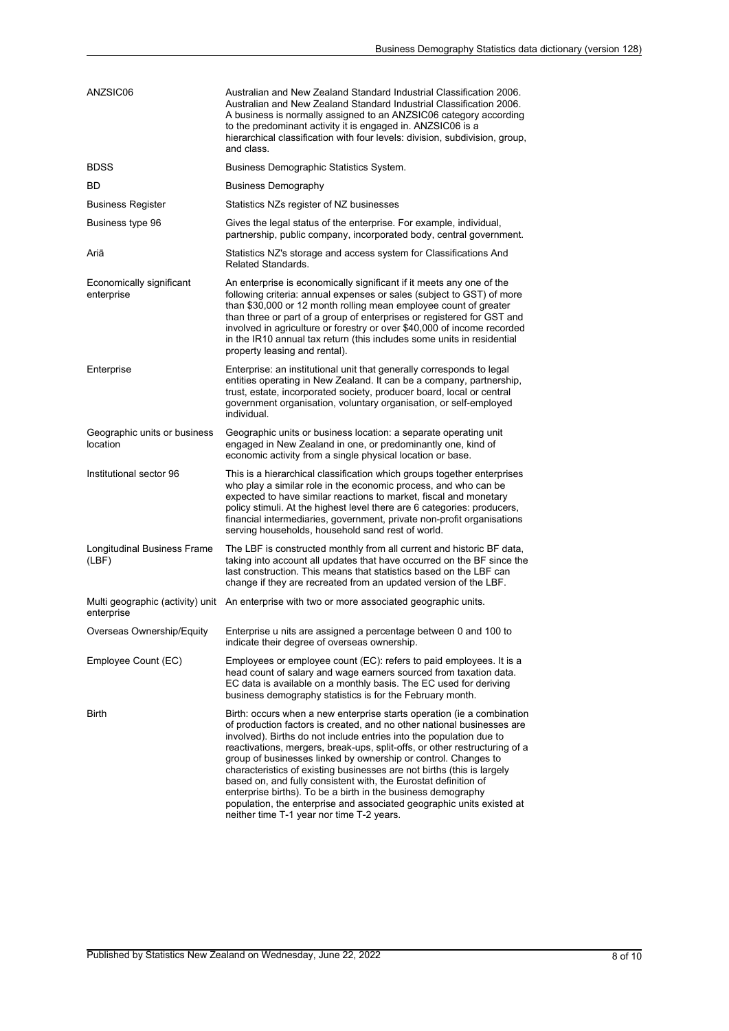| | |
|---|---|
| ANZSIC06 | Australian and New Zealand Standard Industrial Classification 2006. Australian and New Zealand Standard Industrial Classification 2006. A business is normally assigned to an ANZSIC06 category according to the predominant activity it is engaged in. ANZSIC06 is a hierarchical classification with four levels: division, subdivision, group, and class. |
| BDSS | Business Demographic Statistics System. |
| BD | Business Demography |
| Business Register | Statistics NZs register of NZ businesses |
| Business type 96 | Gives the legal status of the enterprise. For example, individual, partnership, public company, incorporated body, central government. |
| Ariā | Statistics NZ's storage and access system for Classifications And Related Standards. |
| Economically significant enterprise | An enterprise is economically significant if it meets any one of the following criteria: annual expenses or sales (subject to GST) of more than $30,000 or 12 month rolling mean employee count of greater than three or part of a group of enterprises or registered for GST and involved in agriculture or forestry or over $40,000 of income recorded in the IR10 annual tax return (this includes some units in residential property leasing and rental). |
| Enterprise | Enterprise: an institutional unit that generally corresponds to legal entities operating in New Zealand. It can be a company, partnership, trust, estate, incorporated society, producer board, local or central government organisation, voluntary organisation, or self-employed individual. |
| Geographic units or business location | Geographic units or business location: a separate operating unit engaged in New Zealand in one, or predominantly one, kind of economic activity from a single physical location or base. |
| Institutional sector 96 | This is a hierarchical classification which groups together enterprises who play a similar role in the economic process, and who can be expected to have similar reactions to market, fiscal and monetary policy stimuli. At the highest level there are 6 categories: producers, financial intermediaries, government, private non-profit organisations serving households, household sand rest of world. |
| Longitudinal Business Frame (LBF) | The LBF is constructed monthly from all current and historic BF data, taking into account all updates that have occurred on the BF since the last construction. This means that statistics based on the LBF can change if they are recreated from an updated version of the LBF. |
| Multi geographic (activity) unit enterprise | An enterprise with two or more associated geographic units. |
| Overseas Ownership/Equity | Enterprise u nits are assigned a percentage between 0 and 100 to indicate their degree of overseas ownership. |
| Employee Count (EC) | Employees or employee count (EC): refers to paid employees. It is a head count of salary and wage earners sourced from taxation data. EC data is available on a monthly basis. The EC used for deriving business demography statistics is for the February month. |
| Birth | Birth: occurs when a new enterprise starts operation (ie a combination of production factors is created, and no other national businesses are involved). Births do not include entries into the population due to reactivations, mergers, break-ups, split-offs, or other restructuring of a group of businesses linked by ownership or control. Changes to characteristics of existing businesses are not births (this is largely based on, and fully consistent with, the Eurostat definition of enterprise births). To be a birth in the business demography population, the enterprise and associated geographic units existed at neither time T-1 year nor time T-2 years. |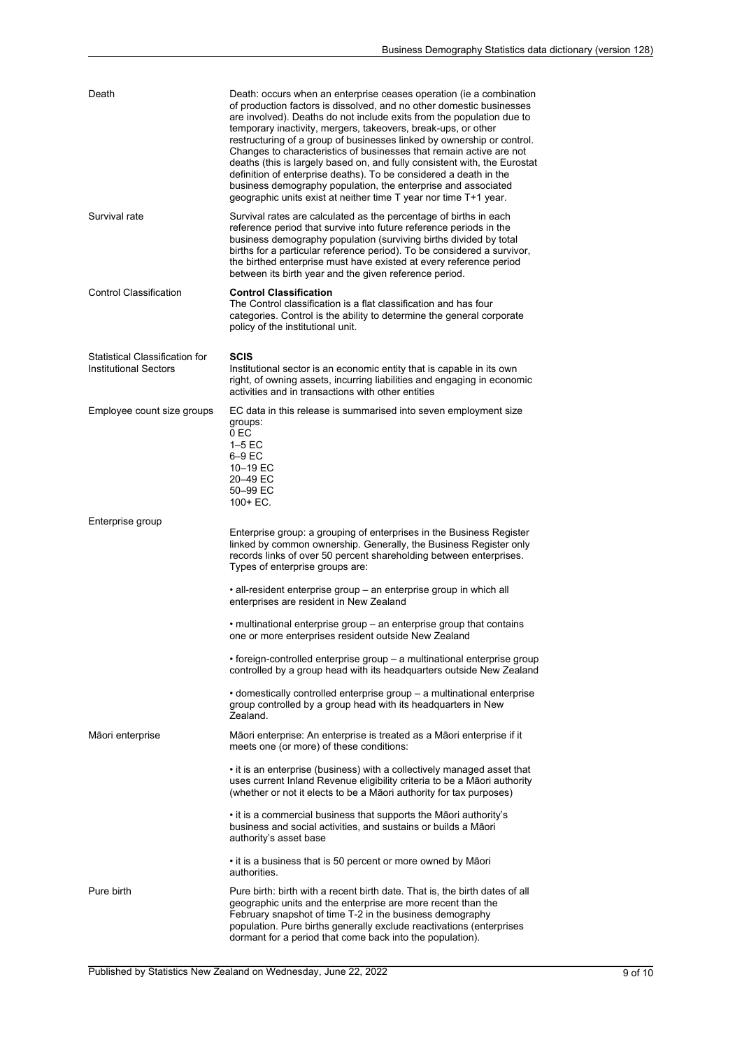| Term | Definition |
| --- | --- |
| Death | Death: occurs when an enterprise ceases operation (ie a combination of production factors is dissolved, and no other domestic businesses are involved). Deaths do not include exits from the population due to temporary inactivity, mergers, takeovers, break-ups, or other restructuring of a group of businesses linked by ownership or control. Changes to characteristics of businesses that remain active are not deaths (this is largely based on, and fully consistent with, the Eurostat definition of enterprise deaths). To be considered a death in the business demography population, the enterprise and associated geographic units exist at neither time T year nor time T+1 year. |
| Survival rate | Survival rates are calculated as the percentage of births in each reference period that survive into future reference periods in the business demography population (surviving births divided by total births for a particular reference period). To be considered a survivor, the birthed enterprise must have existed at every reference period between its birth year and the given reference period. |
| Control Classification | **Control Classification**<br>The Control classification is a flat classification and has four categories. Control is the ability to determine the general corporate policy of the institutional unit. |
| Statistical Classification for Institutional Sectors | **SCIS**<br>Institutional sector is an economic entity that is capable in its own right, of owning assets, incurring liabilities and engaging in economic activities and in transactions with other entities |
| Employee count size groups | EC data in this release is summarised into seven employment size groups:<br>0 EC<br>1–5 EC<br>6–9 EC<br>10–19 EC<br>20–49 EC<br>50–99 EC<br>100+ EC. |
| Enterprise group | Enterprise group: a grouping of enterprises in the Business Register linked by common ownership. Generally, the Business Register only records links of over 50 percent shareholding between enterprises. Types of enterprise groups are:<br><br>• all-resident enterprise group – an enterprise group in which all enterprises are resident in New Zealand<br><br>• multinational enterprise group – an enterprise group that contains one or more enterprises resident outside New Zealand<br><br>• foreign-controlled enterprise group – a multinational enterprise group controlled by a group head with its headquarters outside New Zealand<br><br>• domestically controlled enterprise group – a multinational enterprise group controlled by a group head with its headquarters in New Zealand. |
| Māori enterprise | Māori enterprise: An enterprise is treated as a Māori enterprise if it meets one (or more) of these conditions:<br><br>• it is an enterprise (business) with a collectively managed asset that uses current Inland Revenue eligibility criteria to be a Māori authority (whether or not it elects to be a Māori authority for tax purposes)<br><br>• it is a commercial business that supports the Māori authority's business and social activities, and sustains or builds a Māori authority's asset base<br><br>• it is a business that is 50 percent or more owned by Māori authorities. |
| Pure birth | Pure birth: birth with a recent birth date. That is, the birth dates of all geographic units and the enterprise are more recent than the February snapshot of time T-2 in the business demography population. Pure births generally exclude reactivations (enterprises dormant for a period that come back into the population). |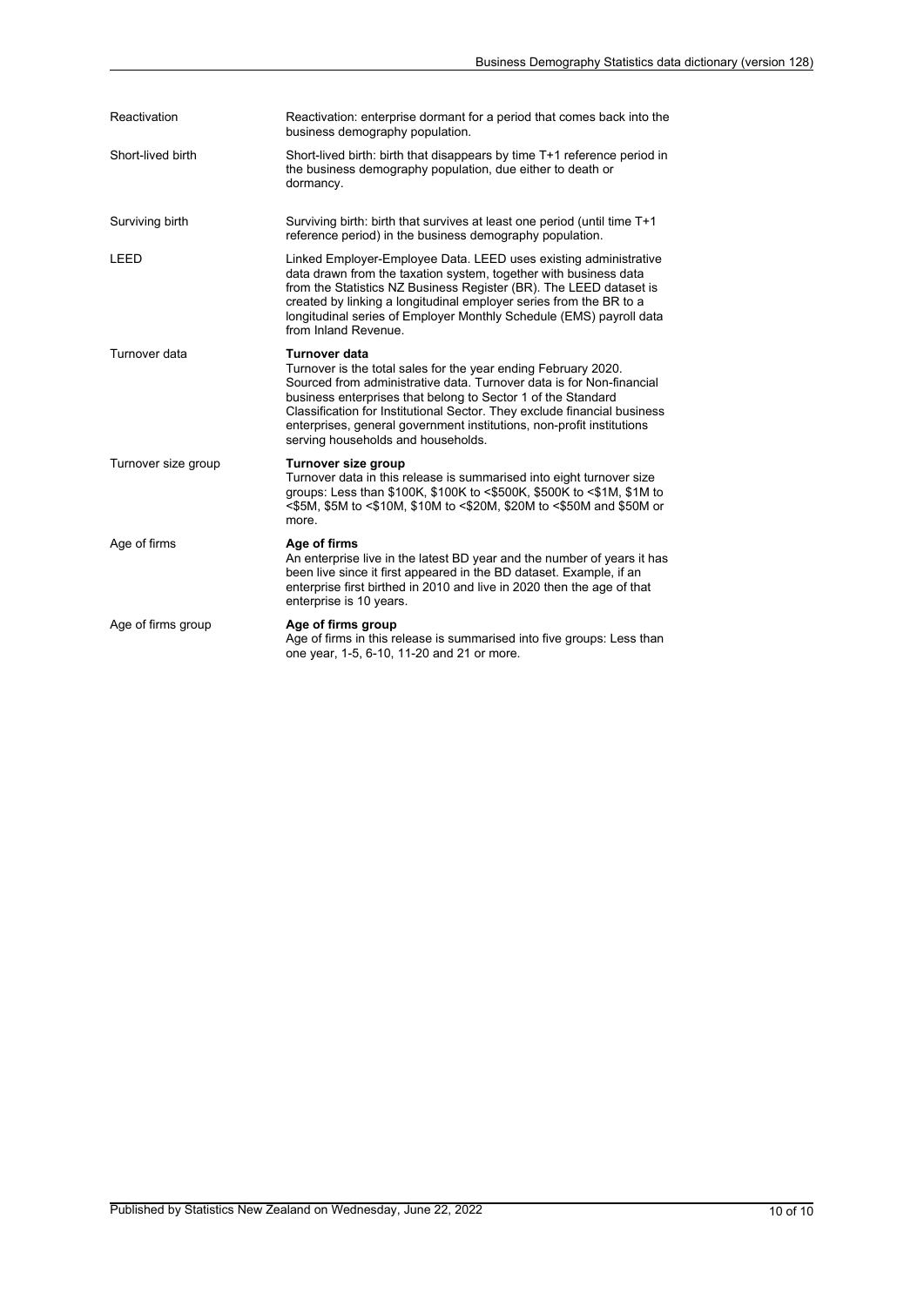| | |
|---|---|
| Reactivation | Reactivation: enterprise dormant for a period that comes back into the business demography population. |
| Short-lived birth | Short-lived birth: birth that disappears by time T+1 reference period in the business demography population, due either to death or dormancy. |
| Surviving birth | Surviving birth: birth that survives at least one period (until time T+1 reference period) in the business demography population. |
| LEED | Linked Employer-Employee Data. LEED uses existing administrative data drawn from the taxation system, together with business data from the Statistics NZ Business Register (BR). The LEED dataset is created by linking a longitudinal employer series from the BR to a longitudinal series of Employer Monthly Schedule (EMS) payroll data from Inland Revenue. |
| Turnover data | **Turnover data** Turnover is the total sales for the year ending February 2020. Sourced from administrative data. Turnover data is for Non-financial business enterprises that belong to Sector 1 of the Standard Classification for Institutional Sector. They exclude financial business enterprises, general government institutions, non-profit institutions serving households and households. |
| Turnover size group | **Turnover size group** Turnover data in this release is summarised into eight turnover size groups: Less than $100K, $100K to <$500K, $500K to <$1M, $1M to <$5M, $5M to <$10M, $10M to <$20M, $20M to <$50M and $50M or more. |
| Age of firms | **Age of firms** An enterprise live in the latest BD year and the number of years it has been live since it first appeared in the BD dataset. Example, if an enterprise first birthed in 2010 and live in 2020 then the age of that enterprise is 10 years. |
| Age of firms group | **Age of firms group** Age of firms in this release is summarised into five groups: Less than one year, 1-5, 6-10, 11-20 and 21 or more. |